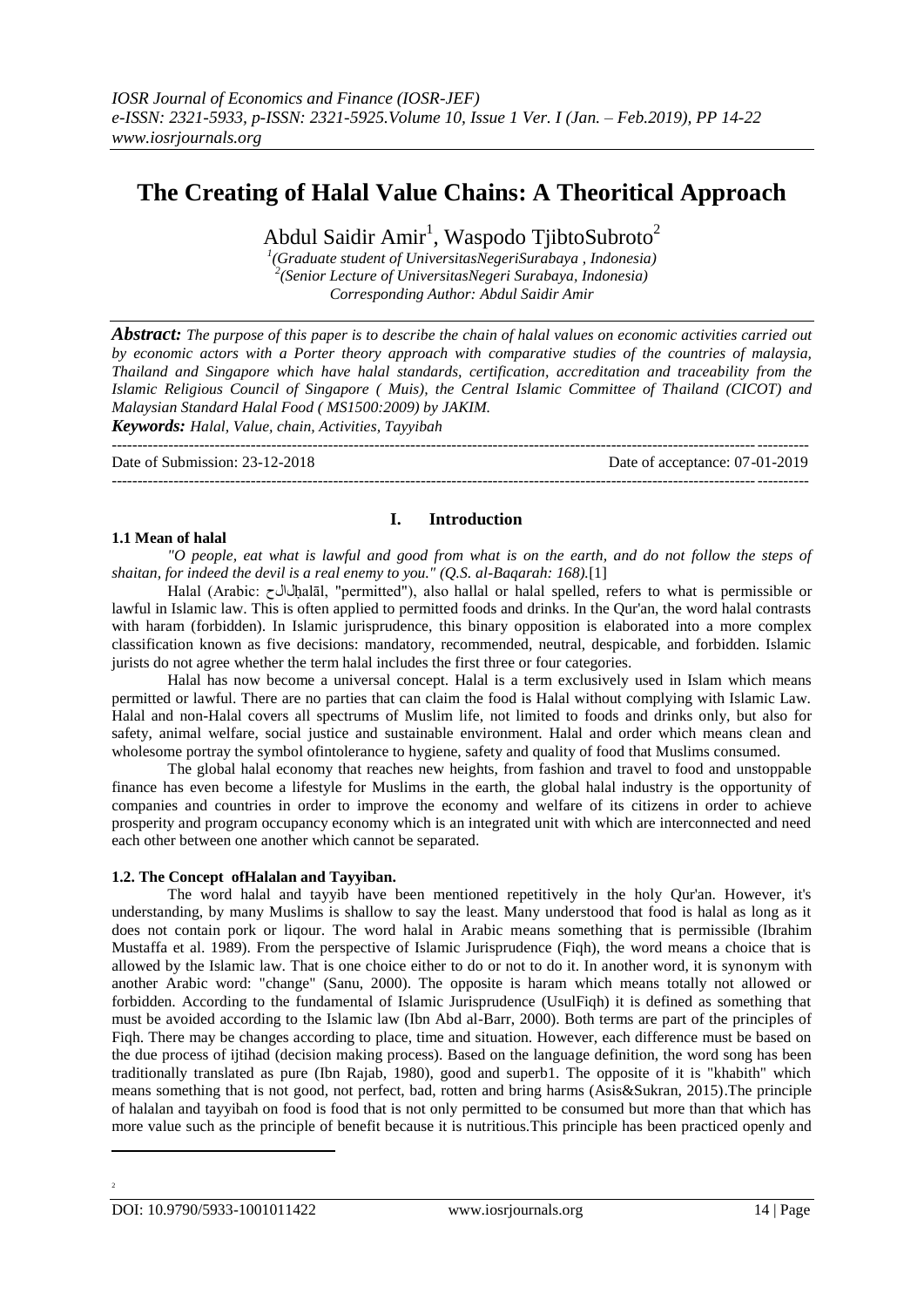# The Creating of Halal Value Chains: A Theoritical Approach

Abdul Saidir Amir[1], Waspodo TjibtoSubroto[2]

[1](Graduate student of UniversitasNegeriSurabaya , Indonesia)
[2](Senior Lecture of UniversitasNegeri Surabaya, Indonesia)
Corresponding Author: Abdul Saidir Amir

***Abstract:*** *The purpose of this paper is to describe the chain of halal values on economic activities carried out by economic actors with a Porter theory approach with comparative studies of the countries of malaysia, Thailand and Singapore which have halal standards, certification, accreditation and traceability from the Islamic Religious Council of Singapore ( Muis), the Central Islamic Committee of Thailand (CICOT) and Malaysian Standard Halal Food ( MS1500:2009) by JAKIM.*

***Keywords:*** *Halal, Value, chain, Activities, Tayyibah*

---

Date of Submission: 23-12-2018 Date of acceptance: 07-01-2019

---

## I. Introduction

### 1.1 Mean of halal

*"O people, eat what is lawful and good from what is on the earth, and do not follow the steps of shaitan, for indeed the devil is a real enemy to you." (Q.S. al-Baqarah: 168).*[1]

Halal (Arabic: حلال ḥalāl, "permitted"), also hallal or halal spelled, refers to what is permissible or lawful in Islamic law. This is often applied to permitted foods and drinks. In the Qur'an, the word halal contrasts with haram (forbidden). In Islamic jurisprudence, this binary opposition is elaborated into a more complex classification known as five decisions: mandatory, recommended, neutral, despicable, and forbidden. Islamic jurists do not agree whether the term halal includes the first three or four categories.

Halal has now become a universal concept. Halal is a term exclusively used in Islam which means permitted or lawful. There are no parties that can claim the food is Halal without complying with Islamic Law. Halal and non-Halal covers all spectrums of Muslim life, not limited to foods and drinks only, but also for safety, animal welfare, social justice and sustainable environment. Halal and order which means clean and wholesome portray the symbol ofintolerance to hygiene, safety and quality of food that Muslims consumed.

The global halal economy that reaches new heights, from fashion and travel to food and unstoppable finance has even become a lifestyle for Muslims in the earth, the global halal industry is the opportunity of companies and countries in order to improve the economy and welfare of its citizens in order to achieve prosperity and program occupancy economy which is an integrated unit with which are interconnected and need each other between one another which cannot be separated.

### 1.2. The Concept ofHalalan and Tayyiban.

The word halal and tayyib have been mentioned repetitively in the holy Qur'an. However, it's understanding, by many Muslims is shallow to say the least. Many understood that food is halal as long as it does not contain pork or liqour. The word halal in Arabic means something that is permissible (Ibrahim Mustaffa et al. 1989). From the perspective of Islamic Jurisprudence (Fiqh), the word means a choice that is allowed by the Islamic law. That is one choice either to do or not to do it. In another word, it is synonym with another Arabic word: "change" (Sanu, 2000). The opposite is haram which means totally not allowed or forbidden. According to the fundamental of Islamic Jurisprudence (UsulFiqh) it is defined as something that must be avoided according to the Islamic law (Ibn Abd al-Barr, 2000). Both terms are part of the principles of Fiqh. There may be changes according to place, time and situation. However, each difference must be based on the due process of ijtihad (decision making process). Based on the language definition, the word song has been traditionally translated as pure (Ibn Rajab, 1980), good and superb1. The opposite of it is "khabith" which means something that is not good, not perfect, bad, rotten and bring harms (Asis&Sukran, 2015).The principle of halalan and tayyibah on food is food that is not only permitted to be consumed but more than that which has more value such as the principle of benefit because it is nutritious.This principle has been practiced openly and

---

2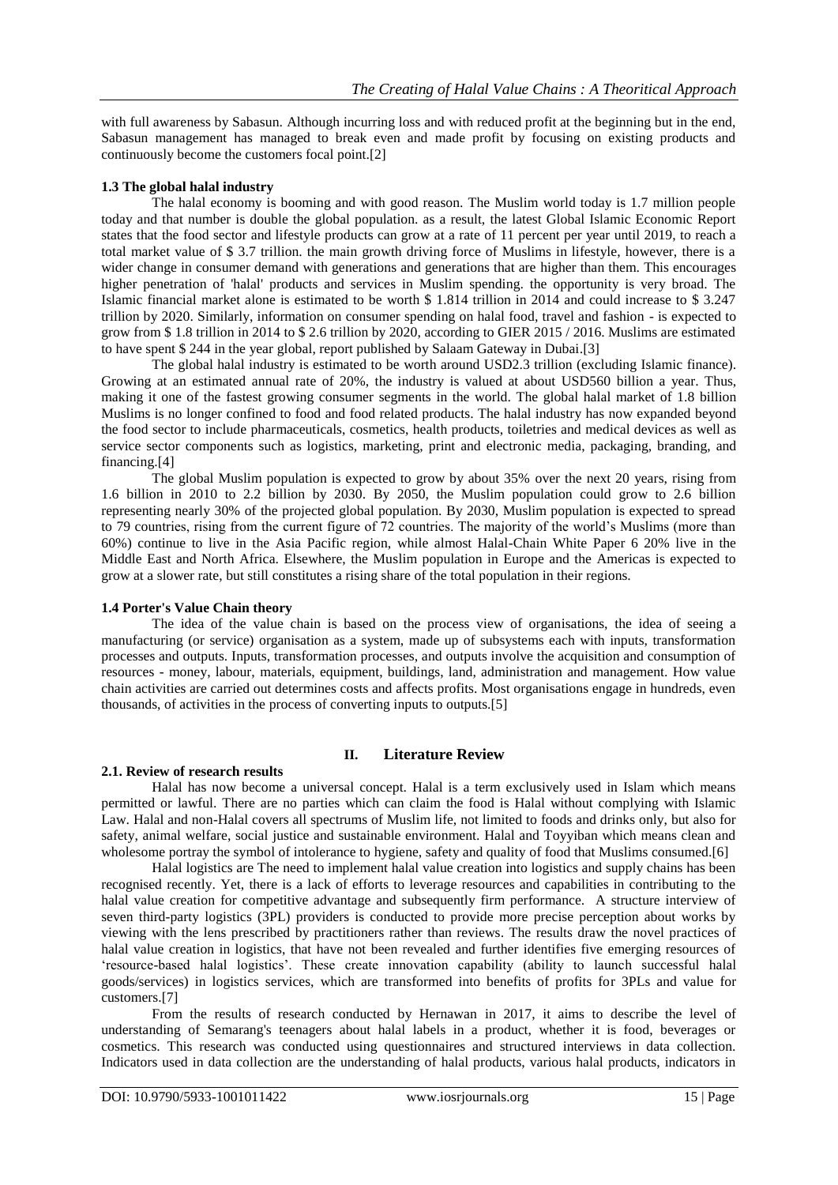with full awareness by Sabasun. Although incurring loss and with reduced profit at the beginning but in the end, Sabasun management has managed to break even and made profit by focusing on existing products and continuously become the customers focal point.[2]

### 1.3 The global halal industry

The halal economy is booming and with good reason. The Muslim world today is 1.7 million people today and that number is double the global population. as a result, the latest Global Islamic Economic Report states that the food sector and lifestyle products can grow at a rate of 11 percent per year until 2019, to reach a total market value of $ 3.7 trillion. the main growth driving force of Muslims in lifestyle, however, there is a wider change in consumer demand with generations and generations that are higher than them. This encourages higher penetration of 'halal' products and services in Muslim spending. the opportunity is very broad. The Islamic financial market alone is estimated to be worth $ 1.814 trillion in 2014 and could increase to $ 3.247 trillion by 2020. Similarly, information on consumer spending on halal food, travel and fashion - is expected to grow from $ 1.8 trillion in 2014 to $ 2.6 trillion by 2020, according to GIER 2015 / 2016. Muslims are estimated to have spent $ 244 in the year global, report published by Salaam Gateway in Dubai.[3]

The global halal industry is estimated to be worth around USD2.3 trillion (excluding Islamic finance). Growing at an estimated annual rate of 20%, the industry is valued at about USD560 billion a year. Thus, making it one of the fastest growing consumer segments in the world. The global halal market of 1.8 billion Muslims is no longer confined to food and food related products. The halal industry has now expanded beyond the food sector to include pharmaceuticals, cosmetics, health products, toiletries and medical devices as well as service sector components such as logistics, marketing, print and electronic media, packaging, branding, and financing.[4]

The global Muslim population is expected to grow by about 35% over the next 20 years, rising from 1.6 billion in 2010 to 2.2 billion by 2030. By 2050, the Muslim population could grow to 2.6 billion representing nearly 30% of the projected global population. By 2030, Muslim population is expected to spread to 79 countries, rising from the current figure of 72 countries. The majority of the world's Muslims (more than 60%) continue to live in the Asia Pacific region, while almost Halal-Chain White Paper 6 20% live in the Middle East and North Africa. Elsewhere, the Muslim population in Europe and the Americas is expected to grow at a slower rate, but still constitutes a rising share of the total population in their regions.

### 1.4 Porter's Value Chain theory

The idea of the value chain is based on the process view of organisations, the idea of seeing a manufacturing (or service) organisation as a system, made up of subsystems each with inputs, transformation processes and outputs. Inputs, transformation processes, and outputs involve the acquisition and consumption of resources - money, labour, materials, equipment, buildings, land, administration and management. How value chain activities are carried out determines costs and affects profits. Most organisations engage in hundreds, even thousands, of activities in the process of converting inputs to outputs.[5]

## II. Literature Review

### 2.1. Review of research results

Halal has now become a universal concept. Halal is a term exclusively used in Islam which means permitted or lawful. There are no parties which can claim the food is Halal without complying with Islamic Law. Halal and non-Halal covers all spectrums of Muslim life, not limited to foods and drinks only, but also for safety, animal welfare, social justice and sustainable environment. Halal and Toyyiban which means clean and wholesome portray the symbol of intolerance to hygiene, safety and quality of food that Muslims consumed.[6]

Halal logistics are The need to implement halal value creation into logistics and supply chains has been recognised recently. Yet, there is a lack of efforts to leverage resources and capabilities in contributing to the halal value creation for competitive advantage and subsequently firm performance. A structure interview of seven third-party logistics (3PL) providers is conducted to provide more precise perception about works by viewing with the lens prescribed by practitioners rather than reviews. The results draw the novel practices of halal value creation in logistics, that have not been revealed and further identifies five emerging resources of 'resource-based halal logistics'. These create innovation capability (ability to launch successful halal goods/services) in logistics services, which are transformed into benefits of profits for 3PLs and value for customers.[7]

From the results of research conducted by Hernawan in 2017, it aims to describe the level of understanding of Semarang's teenagers about halal labels in a product, whether it is food, beverages or cosmetics. This research was conducted using questionnaires and structured interviews in data collection. Indicators used in data collection are the understanding of halal products, various halal products, indicators in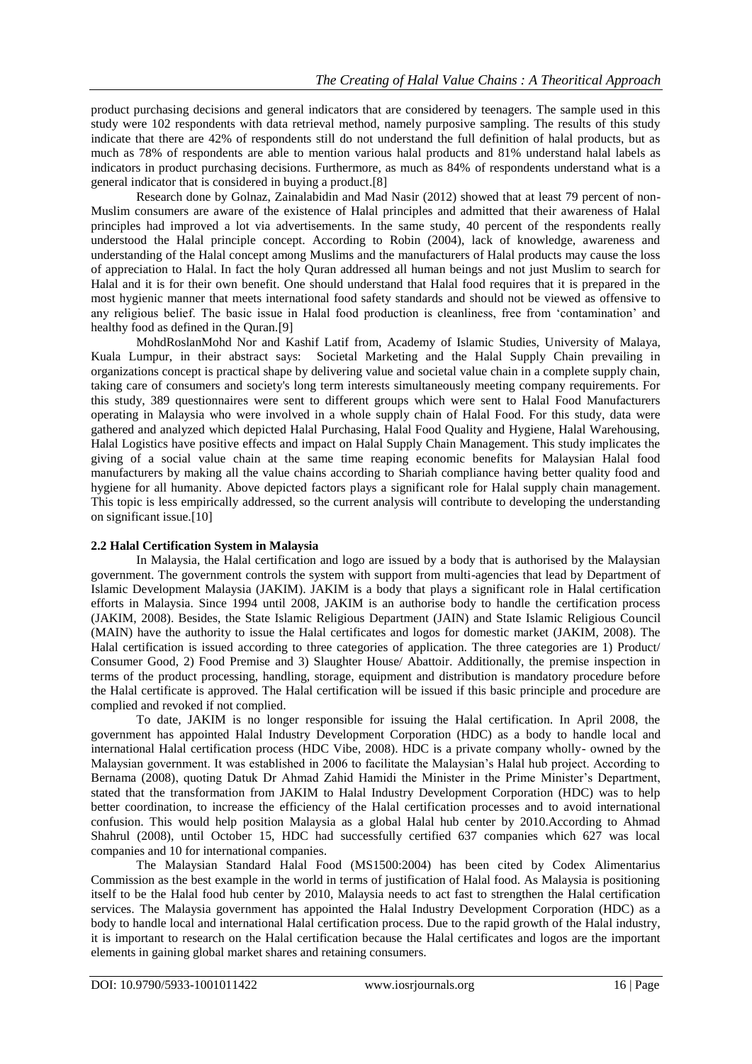product purchasing decisions and general indicators that are considered by teenagers. The sample used in this study were 102 respondents with data retrieval method, namely purposive sampling. The results of this study indicate that there are 42% of respondents still do not understand the full definition of halal products, but as much as 78% of respondents are able to mention various halal products and 81% understand halal labels as indicators in product purchasing decisions. Furthermore, as much as 84% of respondents understand what is a general indicator that is considered in buying a product.[8]

Research done by Golnaz, Zainalabidin and Mad Nasir (2012) showed that at least 79 percent of non-Muslim consumers are aware of the existence of Halal principles and admitted that their awareness of Halal principles had improved a lot via advertisements. In the same study, 40 percent of the respondents really understood the Halal principle concept. According to Robin (2004), lack of knowledge, awareness and understanding of the Halal concept among Muslims and the manufacturers of Halal products may cause the loss of appreciation to Halal. In fact the holy Quran addressed all human beings and not just Muslim to search for Halal and it is for their own benefit. One should understand that Halal food requires that it is prepared in the most hygienic manner that meets international food safety standards and should not be viewed as offensive to any religious belief. The basic issue in Halal food production is cleanliness, free from 'contamination' and healthy food as defined in the Quran.[9]

MohdRoslanMohd Nor and Kashif Latif from, Academy of Islamic Studies, University of Malaya, Kuala Lumpur, in their abstract says: Societal Marketing and the Halal Supply Chain prevailing in organizations concept is practical shape by delivering value and societal value chain in a complete supply chain, taking care of consumers and society's long term interests simultaneously meeting company requirements. For this study, 389 questionnaires were sent to different groups which were sent to Halal Food Manufacturers operating in Malaysia who were involved in a whole supply chain of Halal Food. For this study, data were gathered and analyzed which depicted Halal Purchasing, Halal Food Quality and Hygiene, Halal Warehousing, Halal Logistics have positive effects and impact on Halal Supply Chain Management. This study implicates the giving of a social value chain at the same time reaping economic benefits for Malaysian Halal food manufacturers by making all the value chains according to Shariah compliance having better quality food and hygiene for all humanity. Above depicted factors plays a significant role for Halal supply chain management. This topic is less empirically addressed, so the current analysis will contribute to developing the understanding on significant issue.[10]

### 2.2 Halal Certification System in Malaysia

In Malaysia, the Halal certification and logo are issued by a body that is authorised by the Malaysian government. The government controls the system with support from multi-agencies that lead by Department of Islamic Development Malaysia (JAKIM). JAKIM is a body that plays a significant role in Halal certification efforts in Malaysia. Since 1994 until 2008, JAKIM is an authorise body to handle the certification process (JAKIM, 2008). Besides, the State Islamic Religious Department (JAIN) and State Islamic Religious Council (MAIN) have the authority to issue the Halal certificates and logos for domestic market (JAKIM, 2008). The Halal certification is issued according to three categories of application. The three categories are 1) Product/ Consumer Good, 2) Food Premise and 3) Slaughter House/ Abattoir. Additionally, the premise inspection in terms of the product processing, handling, storage, equipment and distribution is mandatory procedure before the Halal certificate is approved. The Halal certification will be issued if this basic principle and procedure are complied and revoked if not complied.

To date, JAKIM is no longer responsible for issuing the Halal certification. In April 2008, the government has appointed Halal Industry Development Corporation (HDC) as a body to handle local and international Halal certification process (HDC Vibe, 2008). HDC is a private company wholly- owned by the Malaysian government. It was established in 2006 to facilitate the Malaysian's Halal hub project. According to Bernama (2008), quoting Datuk Dr Ahmad Zahid Hamidi the Minister in the Prime Minister's Department, stated that the transformation from JAKIM to Halal Industry Development Corporation (HDC) was to help better coordination, to increase the efficiency of the Halal certification processes and to avoid international confusion. This would help position Malaysia as a global Halal hub center by 2010.According to Ahmad Shahrul (2008), until October 15, HDC had successfully certified 637 companies which 627 was local companies and 10 for international companies.

The Malaysian Standard Halal Food (MS1500:2004) has been cited by Codex Alimentarius Commission as the best example in the world in terms of justification of Halal food. As Malaysia is positioning itself to be the Halal food hub center by 2010, Malaysia needs to act fast to strengthen the Halal certification services. The Malaysia government has appointed the Halal Industry Development Corporation (HDC) as a body to handle local and international Halal certification process. Due to the rapid growth of the Halal industry, it is important to research on the Halal certification because the Halal certificates and logos are the important elements in gaining global market shares and retaining consumers.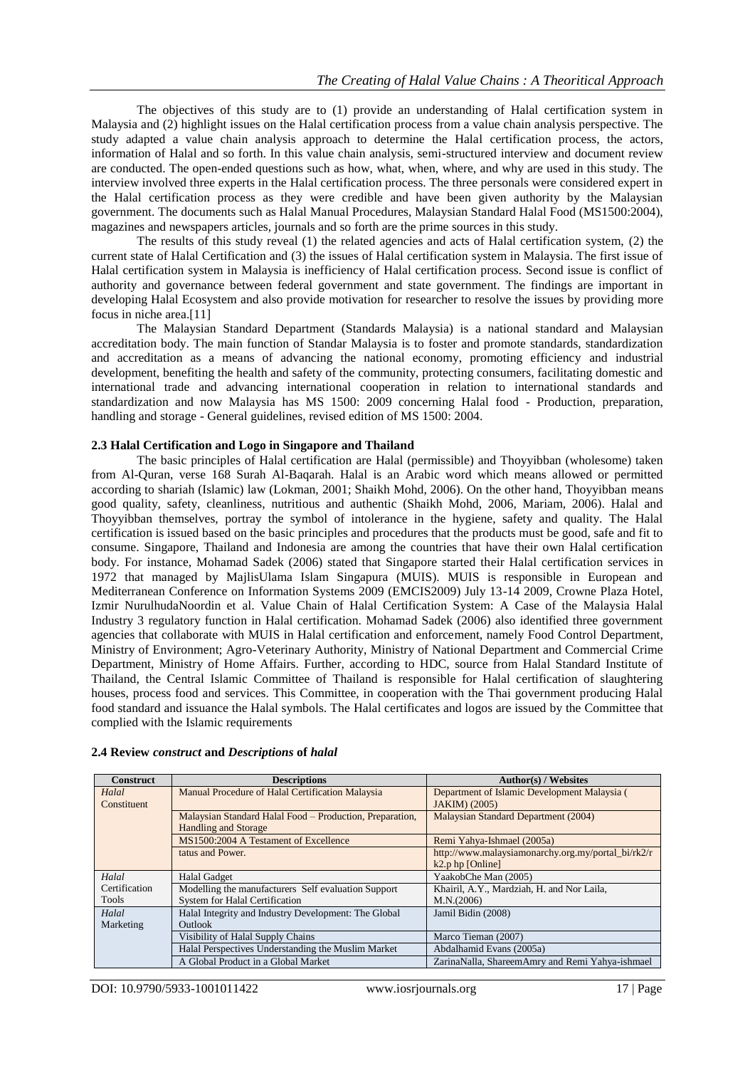The objectives of this study are to (1) provide an understanding of Halal certification system in Malaysia and (2) highlight issues on the Halal certification process from a value chain analysis perspective. The study adapted a value chain analysis approach to determine the Halal certification process, the actors, information of Halal and so forth. In this value chain analysis, semi-structured interview and document review are conducted. The open-ended questions such as how, what, when, where, and why are used in this study. The interview involved three experts in the Halal certification process. The three personals were considered expert in the Halal certification process as they were credible and have been given authority by the Malaysian government. The documents such as Halal Manual Procedures, Malaysian Standard Halal Food (MS1500:2004), magazines and newspapers articles, journals and so forth are the prime sources in this study.

The results of this study reveal (1) the related agencies and acts of Halal certification system, (2) the current state of Halal Certification and (3) the issues of Halal certification system in Malaysia. The first issue of Halal certification system in Malaysia is inefficiency of Halal certification process. Second issue is conflict of authority and governance between federal government and state government. The findings are important in developing Halal Ecosystem and also provide motivation for researcher to resolve the issues by providing more focus in niche area.[11]

The Malaysian Standard Department (Standards Malaysia) is a national standard and Malaysian accreditation body. The main function of Standar Malaysia is to foster and promote standards, standardization and accreditation as a means of advancing the national economy, promoting efficiency and industrial development, benefiting the health and safety of the community, protecting consumers, facilitating domestic and international trade and advancing international cooperation in relation to international standards and standardization and now Malaysia has MS 1500: 2009 concerning Halal food - Production, preparation, handling and storage - General guidelines, revised edition of MS 1500: 2004.

### 2.3 Halal Certification and Logo in Singapore and Thailand

The basic principles of Halal certification are Halal (permissible) and Thoyyibban (wholesome) taken from Al-Quran, verse 168 Surah Al-Baqarah. Halal is an Arabic word which means allowed or permitted according to shariah (Islamic) law (Lokman, 2001; Shaikh Mohd, 2006). On the other hand, Thoyyibban means good quality, safety, cleanliness, nutritious and authentic (Shaikh Mohd, 2006, Mariam, 2006). Halal and Thoyyibban themselves, portray the symbol of intolerance in the hygiene, safety and quality. The Halal certification is issued based on the basic principles and procedures that the products must be good, safe and fit to consume. Singapore, Thailand and Indonesia are among the countries that have their own Halal certification body. For instance, Mohamad Sadek (2006) stated that Singapore started their Halal certification services in 1972 that managed by MajlisUlama Islam Singapura (MUIS). MUIS is responsible in European and Mediterranean Conference on Information Systems 2009 (EMCIS2009) July 13-14 2009, Crowne Plaza Hotel, Izmir NurulhudaNoordin et al. Value Chain of Halal Certification System: A Case of the Malaysia Halal Industry 3 regulatory function in Halal certification. Mohamad Sadek (2006) also identified three government agencies that collaborate with MUIS in Halal certification and enforcement, namely Food Control Department, Ministry of Environment; Agro-Veterinary Authority, Ministry of National Department and Commercial Crime Department, Ministry of Home Affairs. Further, according to HDC, source from Halal Standard Institute of Thailand, the Central Islamic Committee of Thailand is responsible for Halal certification of slaughtering houses, process food and services. This Committee, in cooperation with the Thai government producing Halal food standard and issuance the Halal symbols. The Halal certificates and logos are issued by the Committee that complied with the Islamic requirements

### 2.4 Review *construct* and *Descriptions* of *halal*

| Construct | Descriptions | Author(s) / Websites |
|---|---|---|
| *Halal* Constituent | Manual Procedure of Halal Certification Malaysia | Department of Islamic Development Malaysia ( JAKIM) (2005) |
| | Malaysian Standard Halal Food – Production, Preparation, Handling and Storage | Malaysian Standard Department (2004) |
| | MS1500:2004 A Testament of Excellence | Remi Yahya-Ishmael (2005a) |
| | tatus and Power. | http://www.malaysiamonarchy.org.my/portal_bi/rk2/rk2.p hp [Online] |
| *Halal* Certification Tools | Halal Gadget | YaakobChe Man (2005) |
| | Modelling the manufacturers Self evaluation Support System for Halal Certification | Khairil, A.Y., Mardziah, H. and Nor Laila, M.N.(2006) |
| *Halal* Marketing | Halal Integrity and Industry Development: The Global Outlook | Jamil Bidin (2008) |
| | Visibility of Halal Supply Chains | Marco Tieman (2007) |
| | Halal Perspectives Understanding the Muslim Market | Abdalhamid Evans (2005a) |
| | A Global Product in a Global Market | ZarinaNalla, ShareemAmry and Remi Yahya-ishmael |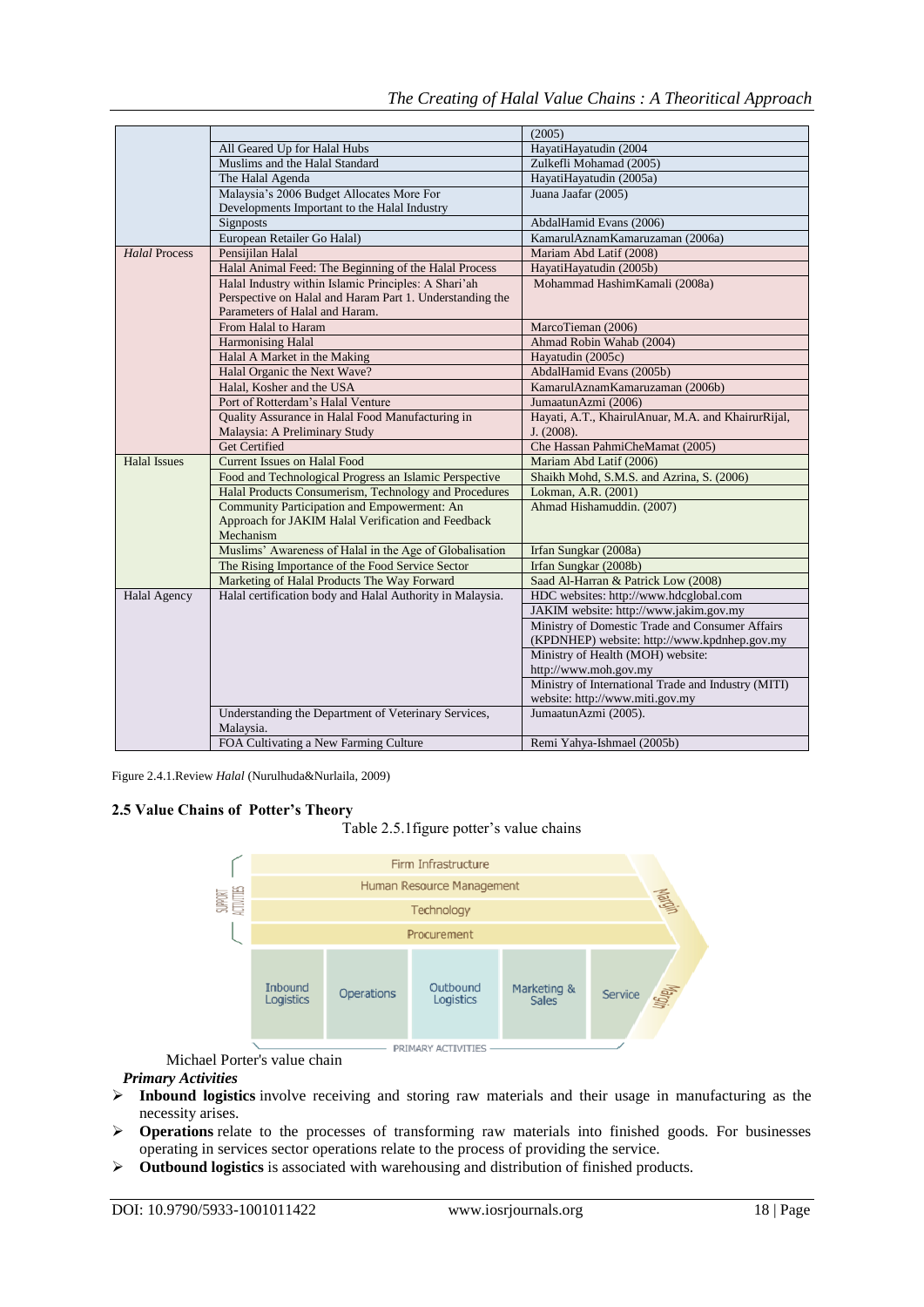| | | (2005) |
|---|---|---|
| | All Geared Up for Halal Hubs | HayatiHayatudin (2004 |
| | Muslims and the Halal Standard | Zulkefli Mohamad (2005) |
| | The Halal Agenda | HayatiHayatudin (2005a) |
| | Malaysia's 2006 Budget Allocates More For Developments Important to the Halal Industry | Juana Jaafar (2005) |
| | Signposts | AbdalHamid Evans (2006) |
| | European Retailer Go Halal) | KamarulAznamKamaruzaman (2006a) |
| *Halal* Process | Pensijilan Halal | Mariam Abd Latif (2008) |
| | Halal Animal Feed: The Beginning of the Halal Process | HayatiHayatudin (2005b) |
| | Halal Industry within Islamic Principles: A Shari'ah Perspective on Halal and Haram Part 1. Understanding the Parameters of Halal and Haram. | Mohammad HashimKamali (2008a) |
| | From Halal to Haram | MarcoTieman (2006) |
| | Harmonising Halal | Ahmad Robin Wahab (2004) |
| | Halal A Market in the Making | Hayatudin (2005c) |
| | Halal Organic the Next Wave? | AbdalHamid Evans (2005b) |
| | Halal, Kosher and the USA | KamarulAznamKamaruzaman (2006b) |
| | Port of Rotterdam's Halal Venture | JumaatunAzmi (2006) |
| | Quality Assurance in Halal Food Manufacturing in Malaysia: A Preliminary Study | Hayati, A.T., KhairulAnuar, M.A. and KhairurRijal, J. (2008). |
| | Get Certified | Che Hassan PahmiCheMamat (2005) |
| Halal Issues | Current Issues on Halal Food | Mariam Abd Latif (2006) |
| | Food and Technological Progress an Islamic Perspective | Shaikh Mohd, S.M.S. and Azrina, S. (2006) |
| | Halal Products Consumerism, Technology and Procedures | Lokman, A.R. (2001) |
| | Community Participation and Empowerment: An Approach for JAKIM Halal Verification and Feedback Mechanism | Ahmad Hishamuddin. (2007) |
| | Muslims' Awareness of Halal in the Age of Globalisation | Irfan Sungkar (2008a) |
| | The Rising Importance of the Food Service Sector | Irfan Sungkar (2008b) |
| | Marketing of Halal Products The Way Forward | Saad Al-Harran & Patrick Low (2008) |
| Halal Agency | Halal certification body and Halal Authority in Malaysia. | HDC websites: http://www.hdcglobal.com |
| | | JAKIM website: http://www.jakim.gov.my |
| | | Ministry of Domestic Trade and Consumer Affairs (KPDNHEP) website: http://www.kpdnhep.gov.my |
| | | Ministry of Health (MOH) website: http://www.moh.gov.my |
| | | Ministry of International Trade and Industry (MITI) website: http://www.miti.gov.my |
| | Understanding the Department of Veterinary Services, Malaysia. | JumaatunAzmi (2005). |
| | FOA Cultivating a New Farming Culture | Remi Yahya-Ishmael (2005b) |

Figure 2.4.1.Review *Halal* (Nurulhuda&Nurlaila, 2009)

### 2.5 Value Chains of Potter's Theory

Table 2.5.1figure potter's value chains

Michael Porter's value chain

***Primary Activities***

- **Inbound logistics** involve receiving and storing raw materials and their usage in manufacturing as the necessity arises.
- **Operations** relate to the processes of transforming raw materials into finished goods. For businesses operating in services sector operations relate to the process of providing the service.
- **Outbound logistics** is associated with warehousing and distribution of finished products.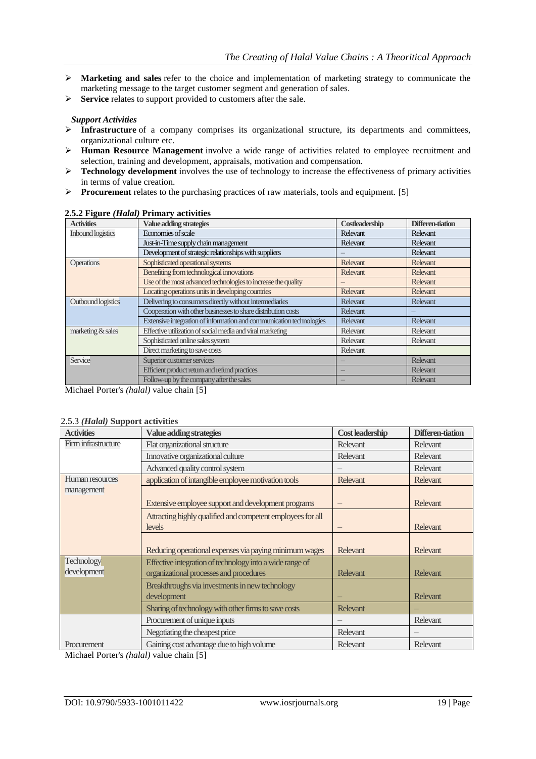- **Marketing and sales** refer to the choice and implementation of marketing strategy to communicate the marketing message to the target customer segment and generation of sales.
- **Service** relates to support provided to customers after the sale.

***Support Activities***

- **Infrastructure** of a company comprises its organizational structure, its departments and committees, organizational culture etc.
- **Human Resource Management** involve a wide range of activities related to employee recruitment and selection, training and development, appraisals, motivation and compensation.
- **Technology development** involves the use of technology to increase the effectiveness of primary activities in terms of value creation.
- **Procurement** relates to the purchasing practices of raw materials, tools and equipment. [5]

**2.5.2 Figure *(Halal)* Primary activities**

| Activities | Value adding strategies | Costleadership | Differen-tiation |
|---|---|---|---|
| Inbound logistics | Economies of scale | Relevant | Relevant |
| | Just-in-Time supply chain management | Relevant | Relevant |
| | Development of strategic relationships with suppliers | – | Relevant |
| Operations | Sophisticated operational systems | Relevant | Relevant |
| | Benefiting from technological innovations | Relevant | Relevant |
| | Use of the most advanced technologies to increase the quality | – | Relevant |
| | Locating operations units in developing countries | Relevant | Relevant |
| Outbound logistics | Delivering to consumers directly without intermediaries | Relevant | Relevant |
| | Cooperation with other businesses to share distribution costs | Relevant | – |
| | Extensive integration of information and communication technologies | Relevant | Relevant |
| marketing & sales | Effective utilization of social media and viral marketing | Relevant | Relevant |
| | Sophisticated online sales system | Relevant | Relevant |
| | Direct marketing to save costs | Relevant | |
| Service | Superior customer services | – | Relevant |
| | Efficient product return and refund practices | – | Relevant |
| | Follow-up by the company after the sales | – | Relevant |

Michael Porter's *(halal)* value chain [5]

2.5.3 ***(Halal)* Support activities**

| Activities | Value adding strategies | Cost leadership | Differen-tiation |
|---|---|---|---|
| Firm infrastructure | Flat organizational structure | Relevant | Relevant |
| | Innovative organizational culture | Relevant | Relevant |
| | Advanced quality control system | – | Relevant |
| Human resources management | application of intangible employee motivation tools | Relevant | Relevant |
| | Extensive employee support and development programs | – | Relevant |
| | Attracting highly qualified and competent employees for all levels | – | Relevant |
| | Reducing operational expenses via paying minimum wages | Relevant | Relevant |
| Technology development | Effective integration of technology into a wide range of organizational processes and procedures | Relevant | Relevant |
| | Breakthroughs via investments in new technology development | – | Relevant |
| | Sharing of technology with other firms to save costs | Relevant | – |
| Procurement | Procurement of unique inputs | – | Relevant |
| | Negotiating the cheapest price | Relevant | – |
| | Gaining cost advantage due to high volume | Relevant | Relevant |

Michael Porter's *(halal)* value chain [5]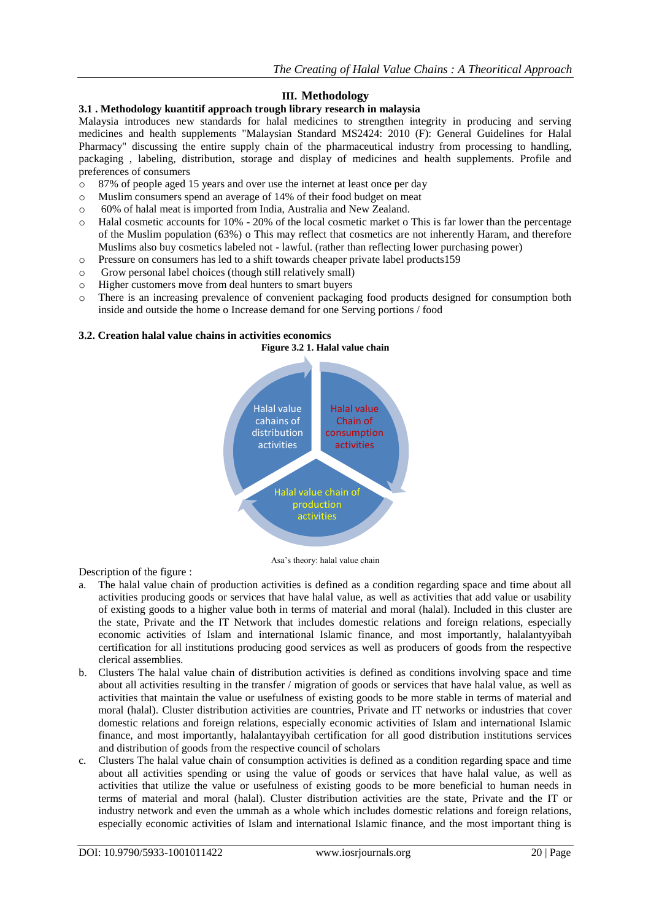## III. Methodology

### 3.1 . Methodology kuantitif approach trough library research in malaysia

Malaysia introduces new standards for halal medicines to strengthen integrity in producing and serving medicines and health supplements "Malaysian Standard MS2424: 2010 (F): General Guidelines for Halal Pharmacy" discussing the entire supply chain of the pharmaceutical industry from processing to handling, packaging , labeling, distribution, storage and display of medicines and health supplements. Profile and preferences of consumers

- 87% of people aged 15 years and over use the internet at least once per day
- Muslim consumers spend an average of 14% of their food budget on meat
- 60% of halal meat is imported from India, Australia and New Zealand.
- Halal cosmetic accounts for 10% - 20% of the local cosmetic market o This is far lower than the percentage of the Muslim population (63%) o This may reflect that cosmetics are not inherently Haram, and therefore Muslims also buy cosmetics labeled not - lawful. (rather than reflecting lower purchasing power)
- Pressure on consumers has led to a shift towards cheaper private label products159
- Grow personal label choices (though still relatively small)
- Higher customers move from deal hunters to smart buyers
- There is an increasing prevalence of convenient packaging food products designed for consumption both inside and outside the home o Increase demand for one Serving portions / food

### 3.2. Creation halal value chains in activities economics

**Figure 3.2 1. Halal value chain**

Halal value cahains of distribution activities

Halal value Chain of consumption activities

Halal value chain of production activities

Asa's theory: halal value chain

Description of the figure :

a. The halal value chain of production activities is defined as a condition regarding space and time about all activities producing goods or services that have halal value, as well as activities that add value or usability of existing goods to a higher value both in terms of material and moral (halal). Included in this cluster are the state, Private and the IT Network that includes domestic relations and foreign relations, especially economic activities of Islam and international Islamic finance, and most importantly, halalantyyibah certification for all institutions producing good services as well as producers of goods from the respective clerical assemblies.
b. Clusters The halal value chain of distribution activities is defined as conditions involving space and time about all activities resulting in the transfer / migration of goods or services that have halal value, as well as activities that maintain the value or usefulness of existing goods to be more stable in terms of material and moral (halal). Cluster distribution activities are countries, Private and IT networks or industries that cover domestic relations and foreign relations, especially economic activities of Islam and international Islamic finance, and most importantly, halalantayyibah certification for all good distribution institutions services and distribution of goods from the respective council of scholars
c. Clusters The halal value chain of consumption activities is defined as a condition regarding space and time about all activities spending or using the value of goods or services that have halal value, as well as activities that utilize the value or usefulness of existing goods to be more beneficial to human needs in terms of material and moral (halal). Cluster distribution activities are the state, Private and the IT or industry network and even the ummah as a whole which includes domestic relations and foreign relations, especially economic activities of Islam and international Islamic finance, and the most important thing is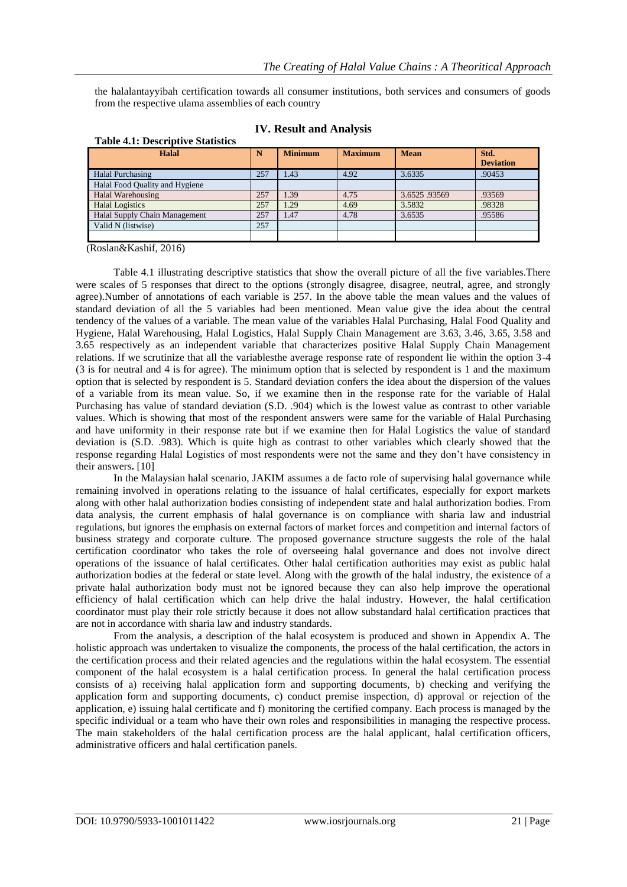the halalantayyibah certification towards all consumer institutions, both services and consumers of goods from the respective ulama assemblies of each country

## IV. Result and Analysis

**Table 4.1: Descriptive Statistics**

| Halal | N | Minimum | Maximum | Mean | Std. Deviation |
|---|---|---|---|---|---|
| Halal Purchasing | 257 | 1.43 | 4.92 | 3.6335 | .90453 |
| Halal Food Quality and Hygiene | | | | | |
| Halal Warehousing | 257 | 1.39 | 4.75 | 3.6525 .93569 | .93569 |
| Halal Logistics | 257 | 1.29 | 4.69 | 3.5832 | .98328 |
| Halal Supply Chain Management | 257 | 1.47 | 4.78 | 3.6535 | .95586 |
| Valid N (listwise) | 257 | | | | |
| | | | | | |

(Roslan&Kashif, 2016)

Table 4.1 illustrating descriptive statistics that show the overall picture of all the five variables.There were scales of 5 responses that direct to the options (strongly disagree, disagree, neutral, agree, and strongly agree).Number of annotations of each variable is 257. In the above table the mean values and the values of standard deviation of all the 5 variables had been mentioned. Mean value give the idea about the central tendency of the values of a variable. The mean value of the variables Halal Purchasing, Halal Food Quality and Hygiene, Halal Warehousing, Halal Logistics, Halal Supply Chain Management are 3.63, 3.46, 3.65, 3.58 and 3.65 respectively as an independent variable that characterizes positive Halal Supply Chain Management relations. If we scrutinize that all the variablesthe average response rate of respondent lie within the option 3-4 (3 is for neutral and 4 is for agree). The minimum option that is selected by respondent is 1 and the maximum option that is selected by respondent is 5. Standard deviation confers the idea about the dispersion of the values of a variable from its mean value. So, if we examine then in the response rate for the variable of Halal Purchasing has value of standard deviation (S.D. .904) which is the lowest value as contrast to other variable values. Which is showing that most of the respondent answers were same for the variable of Halal Purchasing and have uniformity in their response rate but if we examine then for Halal Logistics the value of standard deviation is (S.D. .983). Which is quite high as contrast to other variables which clearly showed that the response regarding Halal Logistics of most respondents were not the same and they don't have consistency in their answers**.** [10]

In the Malaysian halal scenario, JAKIM assumes a de facto role of supervising halal governance while remaining involved in operations relating to the issuance of halal certificates, especially for export markets along with other halal authorization bodies consisting of independent state and halal authorization bodies. From data analysis, the current emphasis of halal governance is on compliance with sharia law and industrial regulations, but ignores the emphasis on external factors of market forces and competition and internal factors of business strategy and corporate culture. The proposed governance structure suggests the role of the halal certification coordinator who takes the role of overseeing halal governance and does not involve direct operations of the issuance of halal certificates. Other halal certification authorities may exist as public halal authorization bodies at the federal or state level. Along with the growth of the halal industry, the existence of a private halal authorization body must not be ignored because they can also help improve the operational efficiency of halal certification which can help drive the halal industry. However, the halal certification coordinator must play their role strictly because it does not allow substandard halal certification practices that are not in accordance with sharia law and industry standards.

From the analysis, a description of the halal ecosystem is produced and shown in Appendix A. The holistic approach was undertaken to visualize the components, the process of the halal certification, the actors in the certification process and their related agencies and the regulations within the halal ecosystem. The essential component of the halal ecosystem is a halal certification process. In general the halal certification process consists of a) receiving halal application form and supporting documents, b) checking and verifying the application form and supporting documents, c) conduct premise inspection, d) approval or rejection of the application, e) issuing halal certificate and f) monitoring the certified company. Each process is managed by the specific individual or a team who have their own roles and responsibilities in managing the respective process. The main stakeholders of the halal certification process are the halal applicant, halal certification officers, administrative officers and halal certification panels.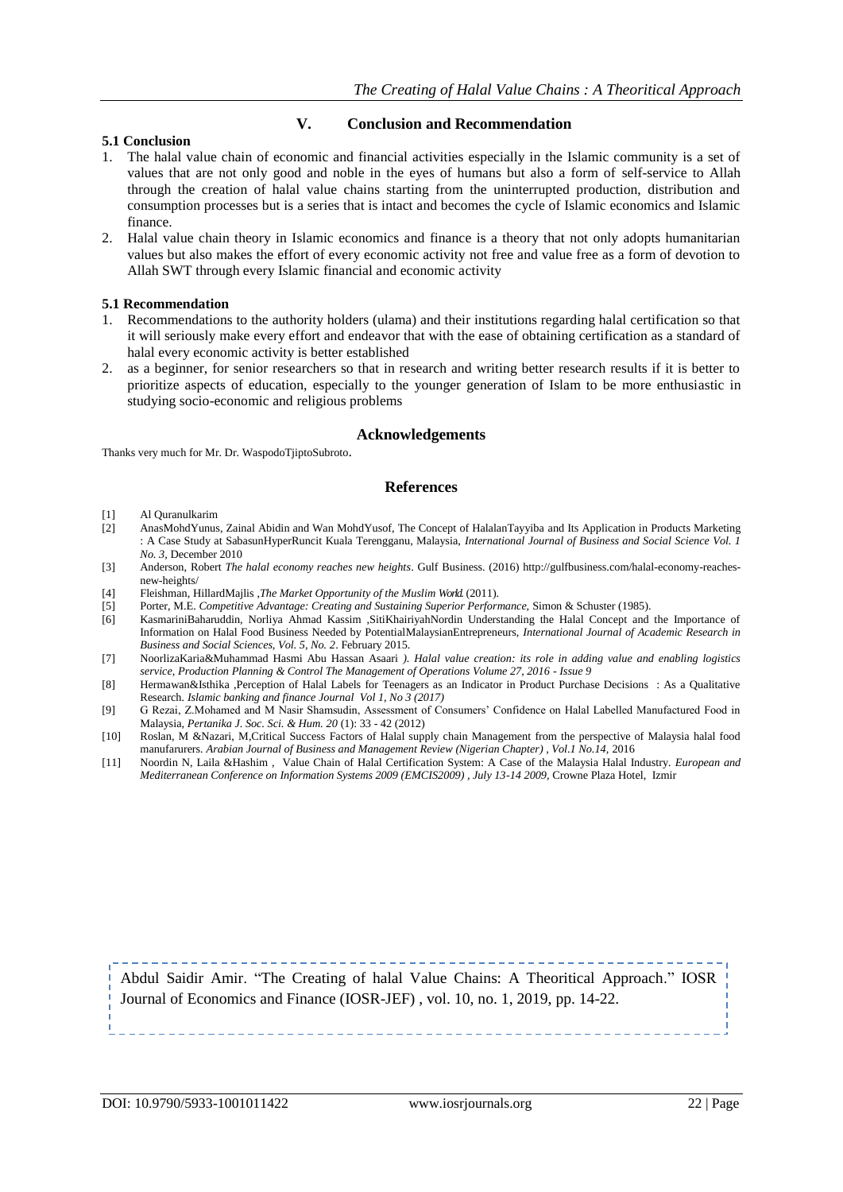## V. Conclusion and Recommendation

### 5.1 Conclusion

1. The halal value chain of economic and financial activities especially in the Islamic community is a set of values that are not only good and noble in the eyes of humans but also a form of self-service to Allah through the creation of halal value chains starting from the uninterrupted production, distribution and consumption processes but is a series that is intact and becomes the cycle of Islamic economics and Islamic finance.
2. Halal value chain theory in Islamic economics and finance is a theory that not only adopts humanitarian values but also makes the effort of every economic activity not free and value free as a form of devotion to Allah SWT through every Islamic financial and economic activity

### 5.1 Recommendation

1. Recommendations to the authority holders (ulama) and their institutions regarding halal certification so that it will seriously make every effort and endeavor that with the ease of obtaining certification as a standard of halal every economic activity is better established
2. as a beginner, for senior researchers so that in research and writing better research results if it is better to prioritize aspects of education, especially to the younger generation of Islam to be more enthusiastic in studying socio-economic and religious problems

## Acknowledgements

Thanks very much for Mr. Dr. WaspodoTjiptoSubroto.

## References

[1] Al Quranulkarim

[2] AnasMohdYunus, Zainal Abidin and Wan MohdYusof, The Concept of HalalanTayyiba and Its Application in Products Marketing : A Case Study at SabasunHyperRuncit Kuala Terengganu, Malaysia, *International Journal of Business and Social Science Vol. 1 No. 3*, December 2010

[3] Anderson, Robert *The halal economy reaches new heights*. Gulf Business. (2016) http://gulfbusiness.com/halal-economy-reaches-new-heights/

[4] Fleishman, HillardMajlis ,*The Market Opportunity of the Muslim World*. (2011).

[5] Porter, M.E. *Competitive Advantage: Creating and Sustaining Superior Performance*, Simon & Schuster (1985).

[6] KasmariniBaharuddin, Norliya Ahmad Kassim ,SitiKhairiyahNordin Understanding the Halal Concept and the Importance of Information on Halal Food Business Needed by PotentialMalaysianEntrepreneurs, *International Journal of Academic Research in Business and Social Sciences, Vol. 5, No. 2*. February 2015.

[7] NoorlizaKaria&Muhammad Hasmi Abu Hassan Asaari *). Halal value creation: its role in adding value and enabling logistics service, Production Planning & Control The Management of Operations Volume 27, 2016 - Issue 9*

[8] Hermawan&Isthika ,Perception of Halal Labels for Teenagers as an Indicator in Product Purchase Decisions : As a Qualitative Research. *Islamic banking and finance Journal Vol 1, No 3 (2017)*

[9] G Rezai, Z.Mohamed and M Nasir Shamsudin, Assessment of Consumers' Confidence on Halal Labelled Manufactured Food in Malaysia, *Pertanika J. Soc. Sci. & Hum. 20* (1): 33 - 42 (2012)

[10] Roslan, M &Nazari, M,Critical Success Factors of Halal supply chain Management from the perspective of Malaysia halal food manufarurers. *Arabian Journal of Business and Management Review (Nigerian Chapter) , Vol.1 No.14,* 2016

[11] Noordin N, Laila &Hashim , Value Chain of Halal Certification System: A Case of the Malaysia Halal Industry. *European and Mediterranean Conference on Information Systems 2009 (EMCIS2009) , July 13-14 2009*, Crowne Plaza Hotel, Izmir

Abdul Saidir Amir. "The Creating of halal Value Chains: A Theoritical Approach." IOSR Journal of Economics and Finance (IOSR-JEF) , vol. 10, no. 1, 2019, pp. 14-22.